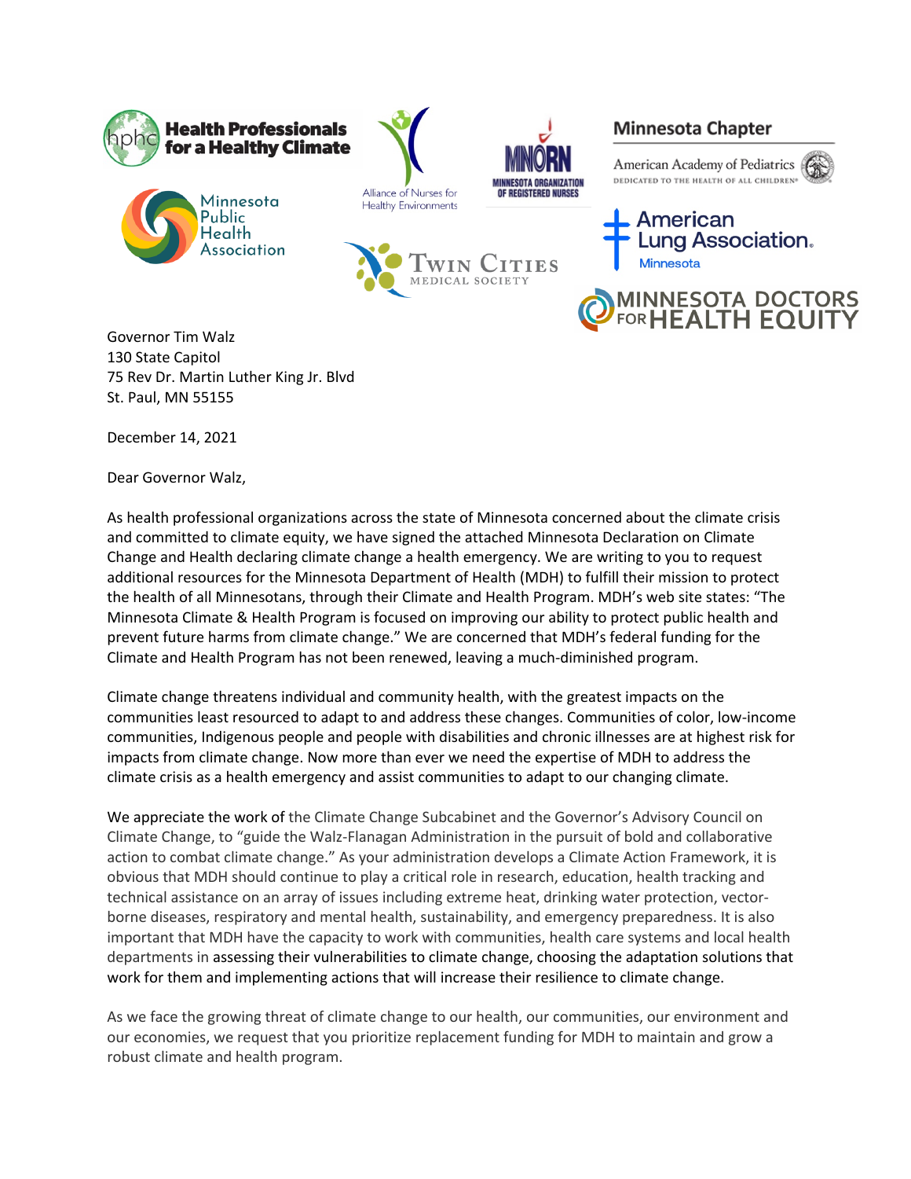Health Professionals for a Healthy Climate

Alliance of Nurses for Healthy Environments

MNORN Minnesota Organization of Registered Nurses

Minnesota Chapter American Academy of Pediatrics

Minnesota Public Health Association

Twin Cities Medical Society

American Lung Association. Minnesota

Minnesota Doctors for Health Equity

Governor Tim Walz
130 State Capitol
75 Rev Dr. Martin Luther King Jr. Blvd
St. Paul, MN 55155

December 14, 2021

Dear Governor Walz,

As health professional organizations across the state of Minnesota concerned about the climate crisis and committed to climate equity, we have signed the attached Minnesota Declaration on Climate Change and Health declaring climate change a health emergency. We are writing to you to request additional resources for the Minnesota Department of Health (MDH) to fulfill their mission to protect the health of all Minnesotans, through their Climate and Health Program. MDH's web site states: "The Minnesota Climate & Health Program is focused on improving our ability to protect public health and prevent future harms from climate change." We are concerned that MDH's federal funding for the Climate and Health Program has not been renewed, leaving a much-diminished program.

Climate change threatens individual and community health, with the greatest impacts on the communities least resourced to adapt to and address these changes. Communities of color, low-income communities, Indigenous people and people with disabilities and chronic illnesses are at highest risk for impacts from climate change. Now more than ever we need the expertise of MDH to address the climate crisis as a health emergency and assist communities to adapt to our changing climate.

We appreciate the work of the Climate Change Subcabinet and the Governor's Advisory Council on Climate Change, to "guide the Walz-Flanagan Administration in the pursuit of bold and collaborative action to combat climate change." As your administration develops a Climate Action Framework, it is obvious that MDH should continue to play a critical role in research, education, health tracking and technical assistance on an array of issues including extreme heat, drinking water protection, vector-borne diseases, respiratory and mental health, sustainability, and emergency preparedness. It is also important that MDH have the capacity to work with communities, health care systems and local health departments in assessing their vulnerabilities to climate change, choosing the adaptation solutions that work for them and implementing actions that will increase their resilience to climate change.

As we face the growing threat of climate change to our health, our communities, our environment and our economies, we request that you prioritize replacement funding for MDH to maintain and grow a robust climate and health program.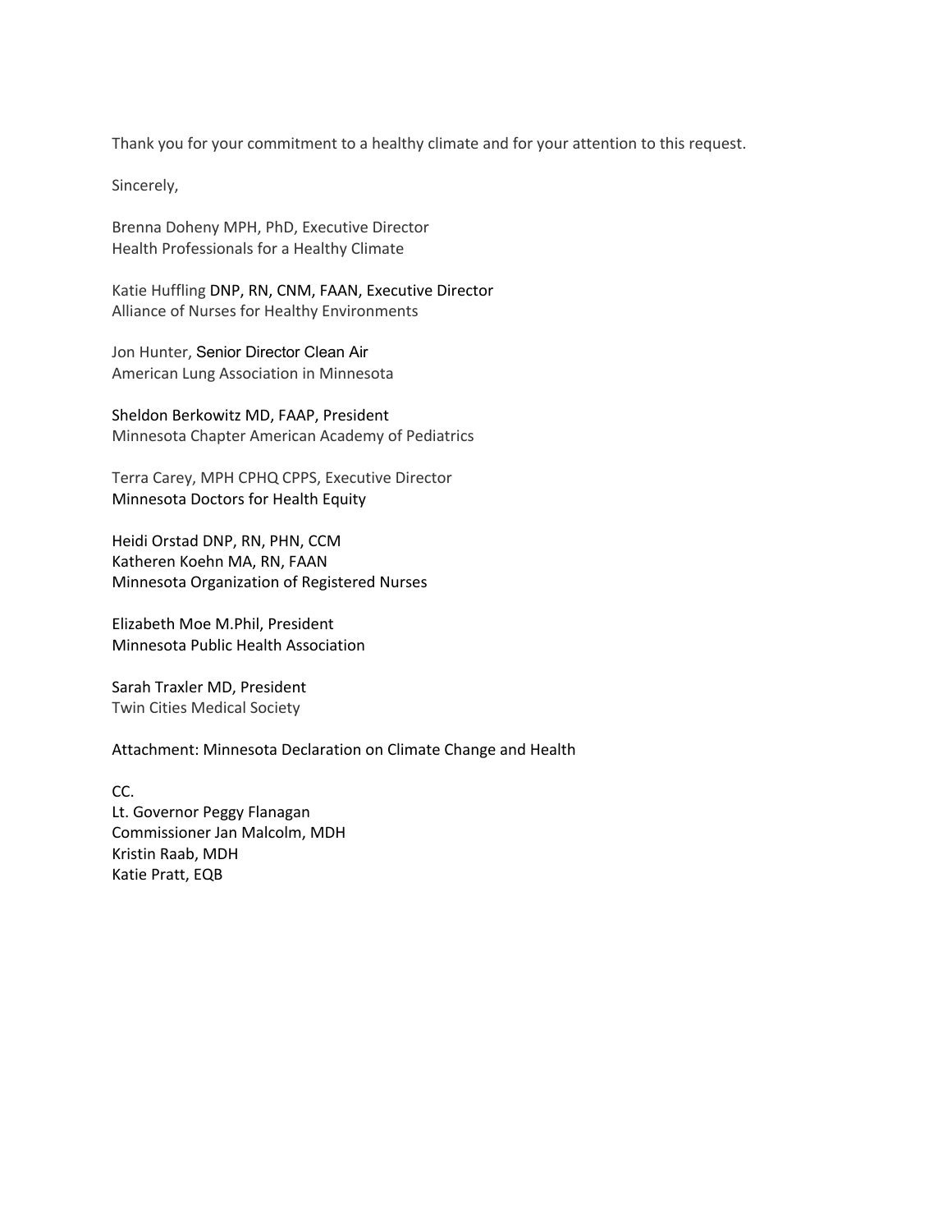Thank you for your commitment to a healthy climate and for your attention to this request.

Sincerely,

Brenna Doheny MPH, PhD, Executive Director
Health Professionals for a Healthy Climate

Katie Huffling DNP, RN, CNM, FAAN, Executive Director
Alliance of Nurses for Healthy Environments

Jon Hunter, Senior Director Clean Air
American Lung Association in Minnesota

Sheldon Berkowitz MD, FAAP, President
Minnesota Chapter American Academy of Pediatrics

Terra Carey, MPH CPHQ CPPS, Executive Director
Minnesota Doctors for Health Equity

Heidi Orstad DNP, RN, PHN, CCM
Katheren Koehn MA, RN, FAAN
Minnesota Organization of Registered Nurses

Elizabeth Moe M.Phil, President
Minnesota Public Health Association

Sarah Traxler MD, President
Twin Cities Medical Society

Attachment: Minnesota Declaration on Climate Change and Health

CC.
Lt. Governor Peggy Flanagan
Commissioner Jan Malcolm, MDH
Kristin Raab, MDH
Katie Pratt, EQB